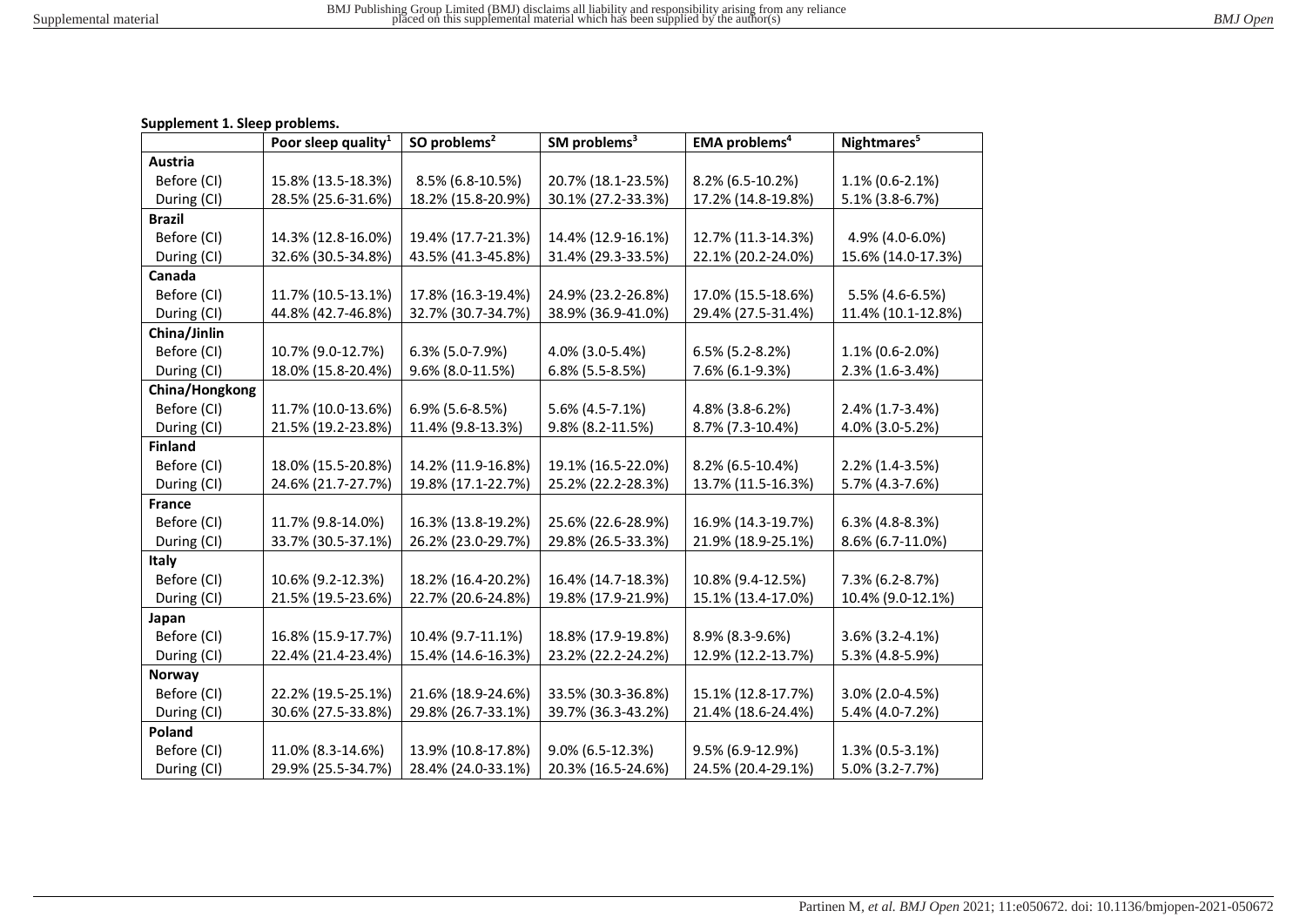**Supplement 1. Sleep problems.**

| | Poor sleep quality[1] | SO problems[2] | SM problems[3] | EMA problems[4] | Nightmares[5] |
|---|---|---|---|---|---|
| **Austria** | | | | | |
| Before (CI) | 15.8% (13.5-18.3%) | 8.5% (6.8-10.5%) | 20.7% (18.1-23.5%) | 8.2% (6.5-10.2%) | 1.1% (0.6-2.1%) |
| During (CI) | 28.5% (25.6-31.6%) | 18.2% (15.8-20.9%) | 30.1% (27.2-33.3%) | 17.2% (14.8-19.8%) | 5.1% (3.8-6.7%) |
| **Brazil** | | | | | |
| Before (CI) | 14.3% (12.8-16.0%) | 19.4% (17.7-21.3%) | 14.4% (12.9-16.1%) | 12.7% (11.3-14.3%) | 4.9% (4.0-6.0%) |
| During (CI) | 32.6% (30.5-34.8%) | 43.5% (41.3-45.8%) | 31.4% (29.3-33.5%) | 22.1% (20.2-24.0%) | 15.6% (14.0-17.3%) |
| **Canada** | | | | | |
| Before (CI) | 11.7% (10.5-13.1%) | 17.8% (16.3-19.4%) | 24.9% (23.2-26.8%) | 17.0% (15.5-18.6%) | 5.5% (4.6-6.5%) |
| During (CI) | 44.8% (42.7-46.8%) | 32.7% (30.7-34.7%) | 38.9% (36.9-41.0%) | 29.4% (27.5-31.4%) | 11.4% (10.1-12.8%) |
| **China/Jinlin** | | | | | |
| Before (CI) | 10.7% (9.0-12.7%) | 6.3% (5.0-7.9%) | 4.0% (3.0-5.4%) | 6.5% (5.2-8.2%) | 1.1% (0.6-2.0%) |
| During (CI) | 18.0% (15.8-20.4%) | 9.6% (8.0-11.5%) | 6.8% (5.5-8.5%) | 7.6% (6.1-9.3%) | 2.3% (1.6-3.4%) |
| **China/Hongkong** | | | | | |
| Before (CI) | 11.7% (10.0-13.6%) | 6.9% (5.6-8.5%) | 5.6% (4.5-7.1%) | 4.8% (3.8-6.2%) | 2.4% (1.7-3.4%) |
| During (CI) | 21.5% (19.2-23.8%) | 11.4% (9.8-13.3%) | 9.8% (8.2-11.5%) | 8.7% (7.3-10.4%) | 4.0% (3.0-5.2%) |
| **Finland** | | | | | |
| Before (CI) | 18.0% (15.5-20.8%) | 14.2% (11.9-16.8%) | 19.1% (16.5-22.0%) | 8.2% (6.5-10.4%) | 2.2% (1.4-3.5%) |
| During (CI) | 24.6% (21.7-27.7%) | 19.8% (17.1-22.7%) | 25.2% (22.2-28.3%) | 13.7% (11.5-16.3%) | 5.7% (4.3-7.6%) |
| **France** | | | | | |
| Before (CI) | 11.7% (9.8-14.0%) | 16.3% (13.8-19.2%) | 25.6% (22.6-28.9%) | 16.9% (14.3-19.7%) | 6.3% (4.8-8.3%) |
| During (CI) | 33.7% (30.5-37.1%) | 26.2% (23.0-29.7%) | 29.8% (26.5-33.3%) | 21.9% (18.9-25.1%) | 8.6% (6.7-11.0%) |
| **Italy** | | | | | |
| Before (CI) | 10.6% (9.2-12.3%) | 18.2% (16.4-20.2%) | 16.4% (14.7-18.3%) | 10.8% (9.4-12.5%) | 7.3% (6.2-8.7%) |
| During (CI) | 21.5% (19.5-23.6%) | 22.7% (20.6-24.8%) | 19.8% (17.9-21.9%) | 15.1% (13.4-17.0%) | 10.4% (9.0-12.1%) |
| **Japan** | | | | | |
| Before (CI) | 16.8% (15.9-17.7%) | 10.4% (9.7-11.1%) | 18.8% (17.9-19.8%) | 8.9% (8.3-9.6%) | 3.6% (3.2-4.1%) |
| During (CI) | 22.4% (21.4-23.4%) | 15.4% (14.6-16.3%) | 23.2% (22.2-24.2%) | 12.9% (12.2-13.7%) | 5.3% (4.8-5.9%) |
| **Norway** | | | | | |
| Before (CI) | 22.2% (19.5-25.1%) | 21.6% (18.9-24.6%) | 33.5% (30.3-36.8%) | 15.1% (12.8-17.7%) | 3.0% (2.0-4.5%) |
| During (CI) | 30.6% (27.5-33.8%) | 29.8% (26.7-33.1%) | 39.7% (36.3-43.2%) | 21.4% (18.6-24.4%) | 5.4% (4.0-7.2%) |
| **Poland** | | | | | |
| Before (CI) | 11.0% (8.3-14.6%) | 13.9% (10.8-17.8%) | 9.0% (6.5-12.3%) | 9.5% (6.9-12.9%) | 1.3% (0.5-3.1%) |
| During (CI) | 29.9% (25.5-34.7%) | 28.4% (24.0-33.1%) | 20.3% (16.5-24.6%) | 24.5% (20.4-29.1%) | 5.0% (3.2-7.7%) |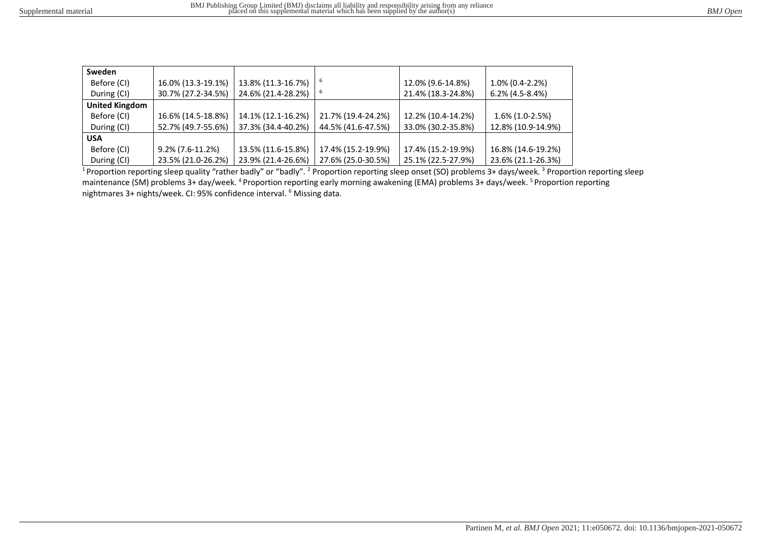| | | | | | |
|---|---|---|---|---|---|
| **Sweden** | | | | | |
| Before (CI) | 16.0% (13.3-19.1%) | 13.8% (11.3-16.7%) | [6] | 12.0% (9.6-14.8%) | 1.0% (0.4-2.2%) |
| During (CI) | 30.7% (27.2-34.5%) | 24.6% (21.4-28.2%) | [6] | 21.4% (18.3-24.8%) | 6.2% (4.5-8.4%) |
| **United Kingdom** | | | | | |
| Before (CI) | 16.6% (14.5-18.8%) | 14.1% (12.1-16.2%) | 21.7% (19.4-24.2%) | 12.2% (10.4-14.2%) | 1.6% (1.0-2.5%) |
| During (CI) | 52.7% (49.7-55.6%) | 37.3% (34.4-40.2%) | 44.5% (41.6-47.5%) | 33.0% (30.2-35.8%) | 12.8% (10.9-14.9%) |
| **USA** | | | | | |
| Before (CI) | 9.2% (7.6-11.2%) | 13.5% (11.6-15.8%) | 17.4% (15.2-19.9%) | 17.4% (15.2-19.9%) | 16.8% (14.6-19.2%) |
| During (CI) | 23.5% (21.0-26.2%) | 23.9% (21.4-26.6%) | 27.6% (25.0-30.5%) | 25.1% (22.5-27.9%) | 23.6% (21.1-26.3%) |

[1] Proportion reporting sleep quality "rather badly" or "badly". [2] Proportion reporting sleep onset (SO) problems 3+ days/week. [3] Proportion reporting sleep maintenance (SM) problems 3+ day/week. [4] Proportion reporting early morning awakening (EMA) problems 3+ days/week. [5] Proportion reporting nightmares 3+ nights/week. CI: 95% confidence interval. [6] Missing data.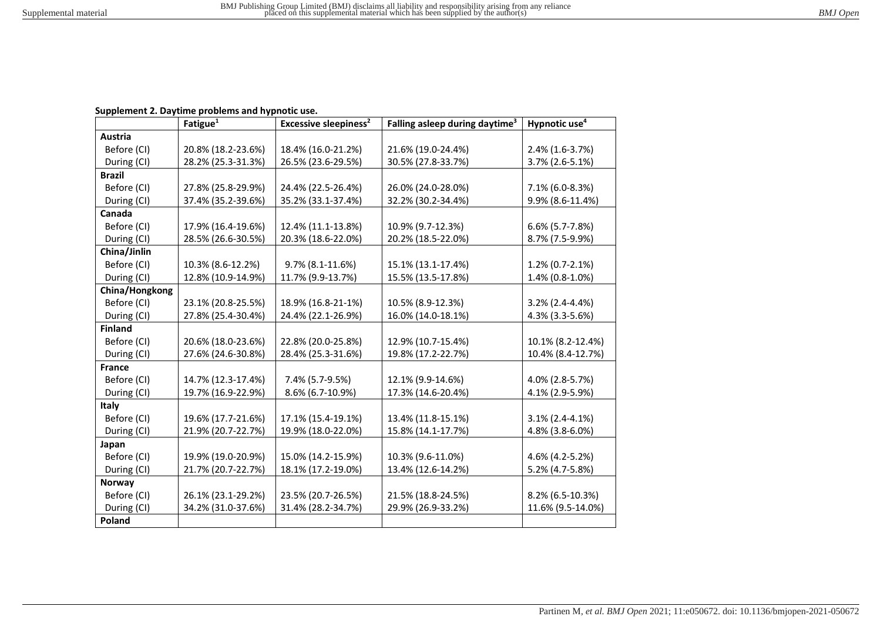**Supplement 2. Daytime problems and hypnotic use.**

| | Fatigue[1] | Excessive sleepiness[2] | Falling asleep during daytime[3] | Hypnotic use[4] |
|---|---|---|---|---|
| **Austria** | | | | |
| Before (CI) | 20.8% (18.2-23.6%) | 18.4% (16.0-21.2%) | 21.6% (19.0-24.4%) | 2.4% (1.6-3.7%) |
| During (CI) | 28.2% (25.3-31.3%) | 26.5% (23.6-29.5%) | 30.5% (27.8-33.7%) | 3.7% (2.6-5.1%) |
| **Brazil** | | | | |
| Before (CI) | 27.8% (25.8-29.9%) | 24.4% (22.5-26.4%) | 26.0% (24.0-28.0%) | 7.1% (6.0-8.3%) |
| During (CI) | 37.4% (35.2-39.6%) | 35.2% (33.1-37.4%) | 32.2% (30.2-34.4%) | 9.9% (8.6-11.4%) |
| **Canada** | | | | |
| Before (CI) | 17.9% (16.4-19.6%) | 12.4% (11.1-13.8%) | 10.9% (9.7-12.3%) | 6.6% (5.7-7.8%) |
| During (CI) | 28.5% (26.6-30.5%) | 20.3% (18.6-22.0%) | 20.2% (18.5-22.0%) | 8.7% (7.5-9.9%) |
| **China/Jinlin** | | | | |
| Before (CI) | 10.3% (8.6-12.2%) | 9.7% (8.1-11.6%) | 15.1% (13.1-17.4%) | 1.2% (0.7-2.1%) |
| During (CI) | 12.8% (10.9-14.9%) | 11.7% (9.9-13.7%) | 15.5% (13.5-17.8%) | 1.4% (0.8-1.0%) |
| **China/Hongkong** | | | | |
| Before (CI) | 23.1% (20.8-25.5%) | 18.9% (16.8-21-1%) | 10.5% (8.9-12.3%) | 3.2% (2.4-4.4%) |
| During (CI) | 27.8% (25.4-30.4%) | 24.4% (22.1-26.9%) | 16.0% (14.0-18.1%) | 4.3% (3.3-5.6%) |
| **Finland** | | | | |
| Before (CI) | 20.6% (18.0-23.6%) | 22.8% (20.0-25.8%) | 12.9% (10.7-15.4%) | 10.1% (8.2-12.4%) |
| During (CI) | 27.6% (24.6-30.8%) | 28.4% (25.3-31.6%) | 19.8% (17.2-22.7%) | 10.4% (8.4-12.7%) |
| **France** | | | | |
| Before (CI) | 14.7% (12.3-17.4%) | 7.4% (5.7-9.5%) | 12.1% (9.9-14.6%) | 4.0% (2.8-5.7%) |
| During (CI) | 19.7% (16.9-22.9%) | 8.6% (6.7-10.9%) | 17.3% (14.6-20.4%) | 4.1% (2.9-5.9%) |
| **Italy** | | | | |
| Before (CI) | 19.6% (17.7-21.6%) | 17.1% (15.4-19.1%) | 13.4% (11.8-15.1%) | 3.1% (2.4-4.1%) |
| During (CI) | 21.9% (20.7-22.7%) | 19.9% (18.0-22.0%) | 15.8% (14.1-17.7%) | 4.8% (3.8-6.0%) |
| **Japan** | | | | |
| Before (CI) | 19.9% (19.0-20.9%) | 15.0% (14.2-15.9%) | 10.3% (9.6-11.0%) | 4.6% (4.2-5.2%) |
| During (CI) | 21.7% (20.7-22.7%) | 18.1% (17.2-19.0%) | 13.4% (12.6-14.2%) | 5.2% (4.7-5.8%) |
| **Norway** | | | | |
| Before (CI) | 26.1% (23.1-29.2%) | 23.5% (20.7-26.5%) | 21.5% (18.8-24.5%) | 8.2% (6.5-10.3%) |
| During (CI) | 34.2% (31.0-37.6%) | 31.4% (28.2-34.7%) | 29.9% (26.9-33.2%) | 11.6% (9.5-14.0%) |
| **Poland** | | | | |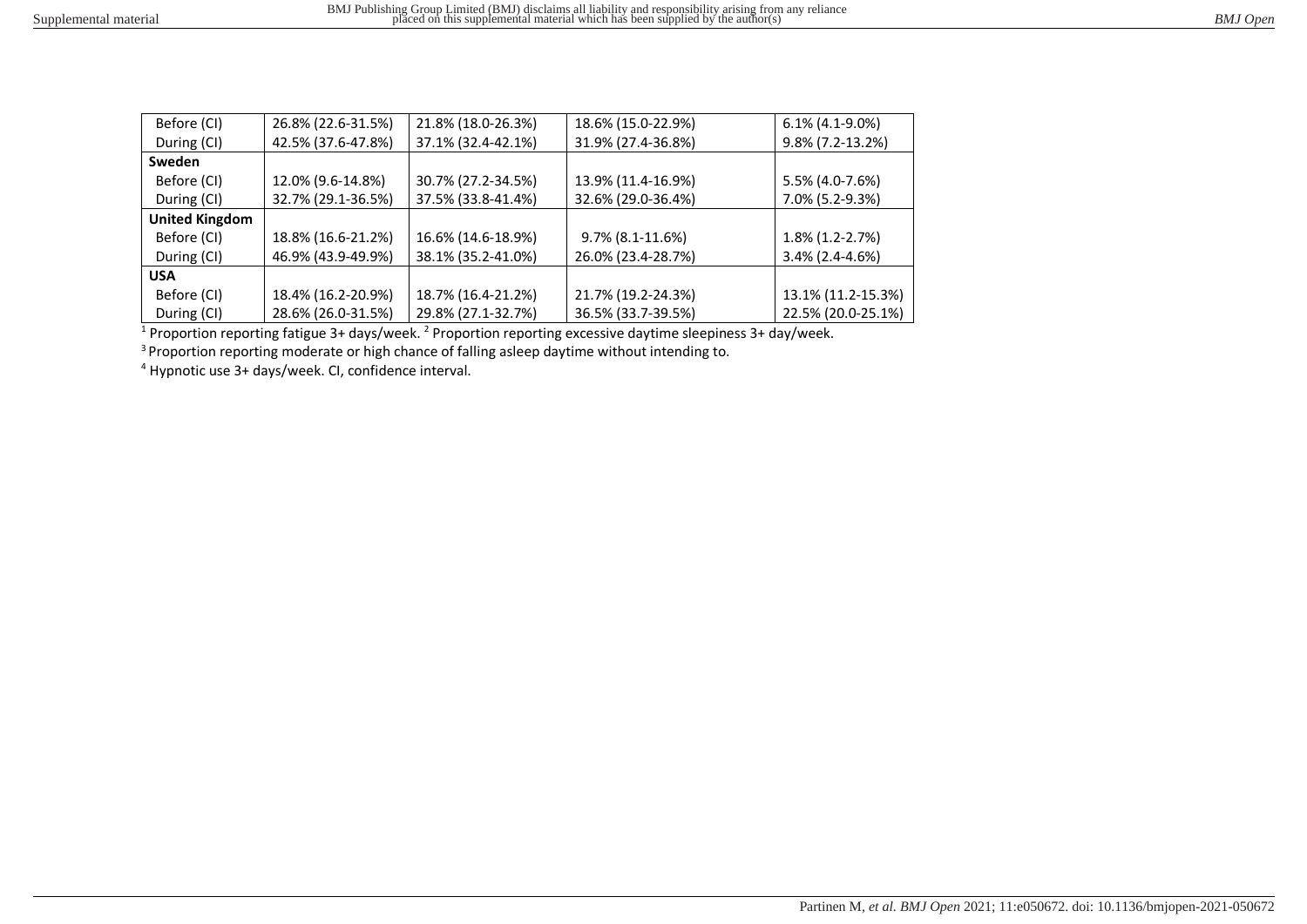| | | | | |
|---|---|---|---|---|
| Before (CI) | 26.8% (22.6-31.5%) | 21.8% (18.0-26.3%) | 18.6% (15.0-22.9%) | 6.1% (4.1-9.0%) |
| During (CI) | 42.5% (37.6-47.8%) | 37.1% (32.4-42.1%) | 31.9% (27.4-36.8%) | 9.8% (7.2-13.2%) |
| **Sweden** | | | | |
| Before (CI) | 12.0% (9.6-14.8%) | 30.7% (27.2-34.5%) | 13.9% (11.4-16.9%) | 5.5% (4.0-7.6%) |
| During (CI) | 32.7% (29.1-36.5%) | 37.5% (33.8-41.4%) | 32.6% (29.0-36.4%) | 7.0% (5.2-9.3%) |
| **United Kingdom** | | | | |
| Before (CI) | 18.8% (16.6-21.2%) | 16.6% (14.6-18.9%) | 9.7% (8.1-11.6%) | 1.8% (1.2-2.7%) |
| During (CI) | 46.9% (43.9-49.9%) | 38.1% (35.2-41.0%) | 26.0% (23.4-28.7%) | 3.4% (2.4-4.6%) |
| **USA** | | | | |
| Before (CI) | 18.4% (16.2-20.9%) | 18.7% (16.4-21.2%) | 21.7% (19.2-24.3%) | 13.1% (11.2-15.3%) |
| During (CI) | 28.6% (26.0-31.5%) | 29.8% (27.1-32.7%) | 36.5% (33.7-39.5%) | 22.5% (20.0-25.1%) |

[1] Proportion reporting fatigue 3+ days/week. [2] Proportion reporting excessive daytime sleepiness 3+ day/week.

[3] Proportion reporting moderate or high chance of falling asleep daytime without intending to.

[4] Hypnotic use 3+ days/week. CI, confidence interval.